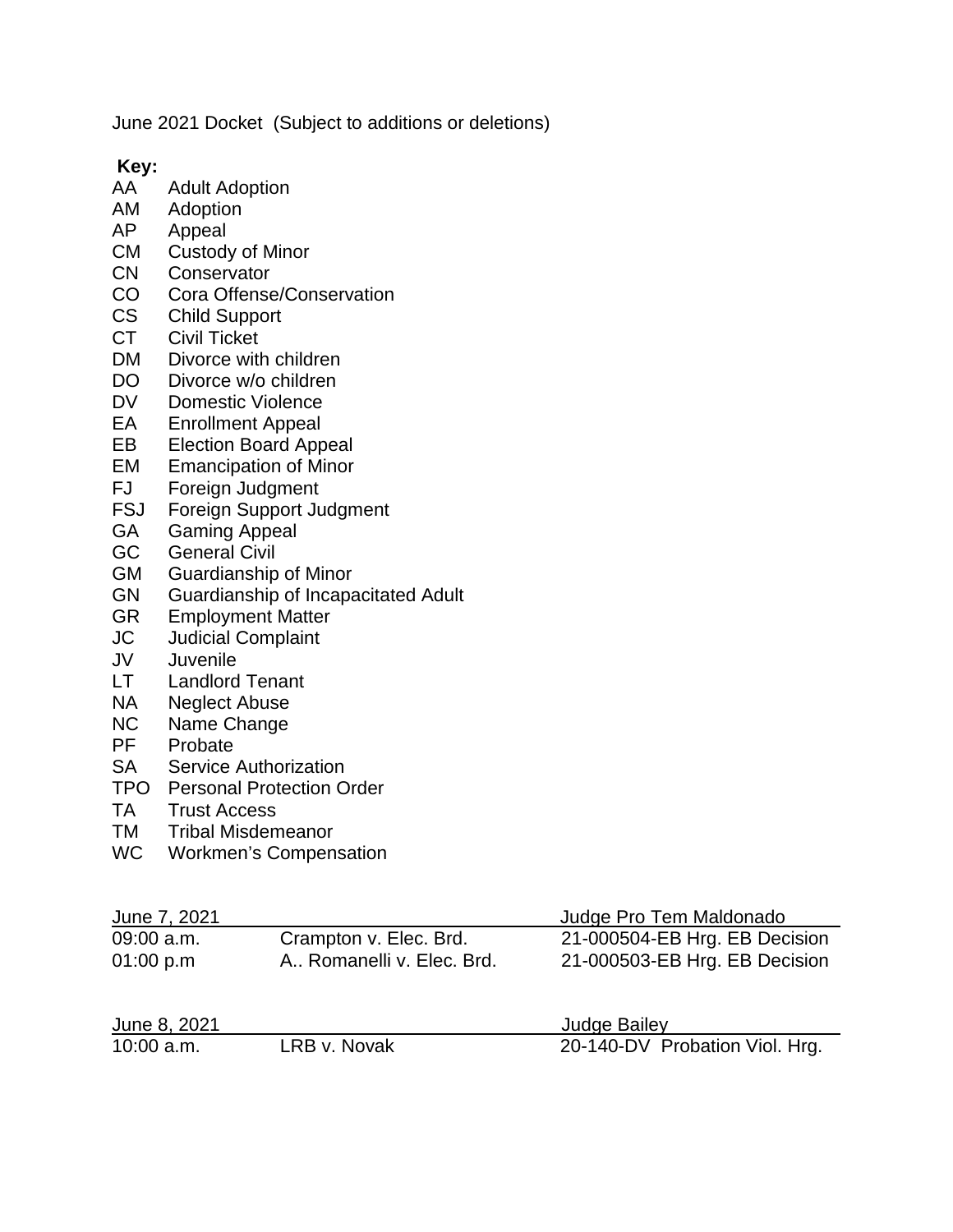June 2021 Docket (Subject to additions or deletions)

**Key:**

| | |
|---|---|
| AA | Adult Adoption |
| AM | Adoption |
| AP | Appeal |
| CM | Custody of Minor |
| CN | Conservator |
| CO | Cora Offense/Conservation |
| CS | Child Support |
| CT | Civil Ticket |
| DM | Divorce with children |
| DO | Divorce w/o children |
| DV | Domestic Violence |
| EA | Enrollment Appeal |
| EB | Election Board Appeal |
| EM | Emancipation of Minor |
| FJ | Foreign Judgment |
| FSJ | Foreign Support Judgment |
| GA | Gaming Appeal |
| GC | General Civil |
| GM | Guardianship of Minor |
| GN | Guardianship of Incapacitated Adult |
| GR | Employment Matter |
| JC | Judicial Complaint |
| JV | Juvenile |
| LT | Landlord Tenant |
| NA | Neglect Abuse |
| NC | Name Change |
| PF | Probate |
| SA | Service Authorization |
| TPO | Personal Protection Order |
| TA | Trust Access |
| TM | Tribal Misdemeanor |
| WC | Workmen's Compensation |

| June 7, 2021 | | Judge Pro Tem Maldonado |
|---|---|---|
| 09:00 a.m. | Crampton v. Elec. Brd. | 21-000504-EB Hrg. EB Decision |
| 01:00 p.m | A.. Romanelli v. Elec. Brd. | 21-000503-EB Hrg. EB Decision |

| June 8, 2021 | | Judge Bailey |
|---|---|---|
| 10:00 a.m. | LRB v. Novak | 20-140-DV Probation Viol. Hrg. |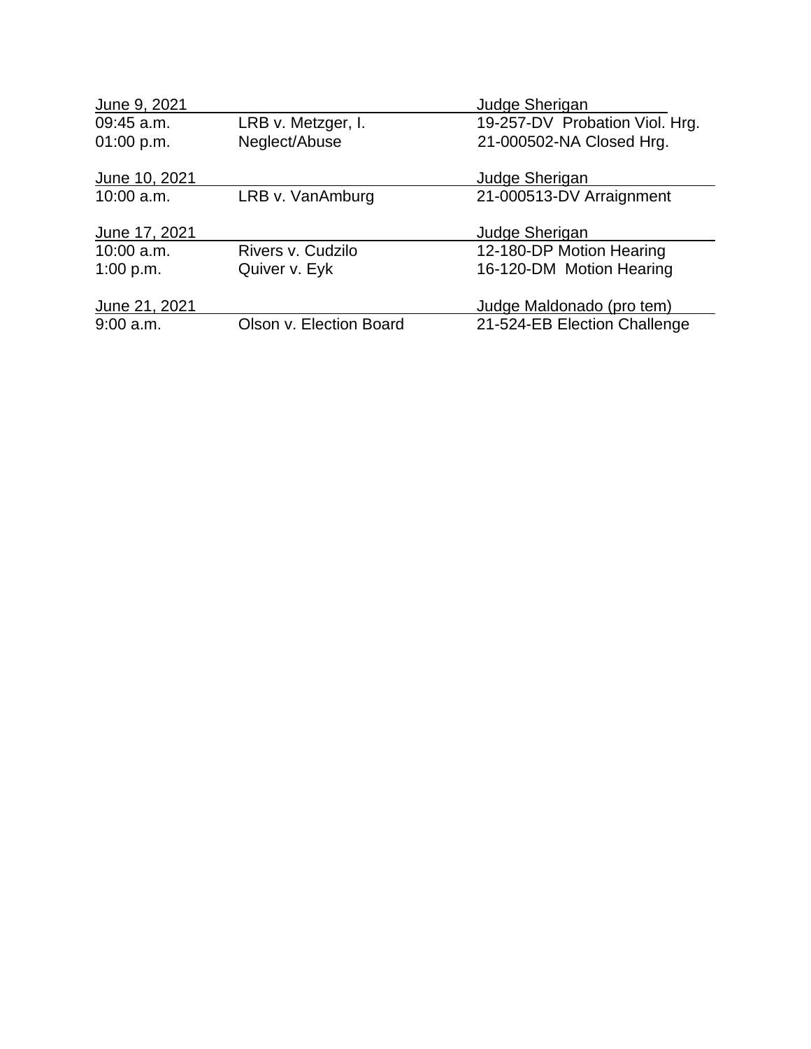| | | |
|---|---|---|
| June 9, 2021 | | Judge Sherigan |
| 09:45 a.m. | LRB v. Metzger, I. | 19-257-DV Probation Viol. Hrg. |
| 01:00 p.m. | Neglect/Abuse | 21-000502-NA Closed Hrg. |
| | | |
| June 10, 2021 | | Judge Sherigan |
| 10:00 a.m. | LRB v. VanAmburg | 21-000513-DV Arraignment |
| | | |
| June 17, 2021 | | Judge Sherigan |
| 10:00 a.m. | Rivers v. Cudzilo | 12-180-DP Motion Hearing |
| 1:00 p.m. | Quiver v. Eyk | 16-120-DM Motion Hearing |
| | | |
| June 21, 2021 | | Judge Maldonado (pro tem) |
| 9:00 a.m. | Olson v. Election Board | 21-524-EB Election Challenge |